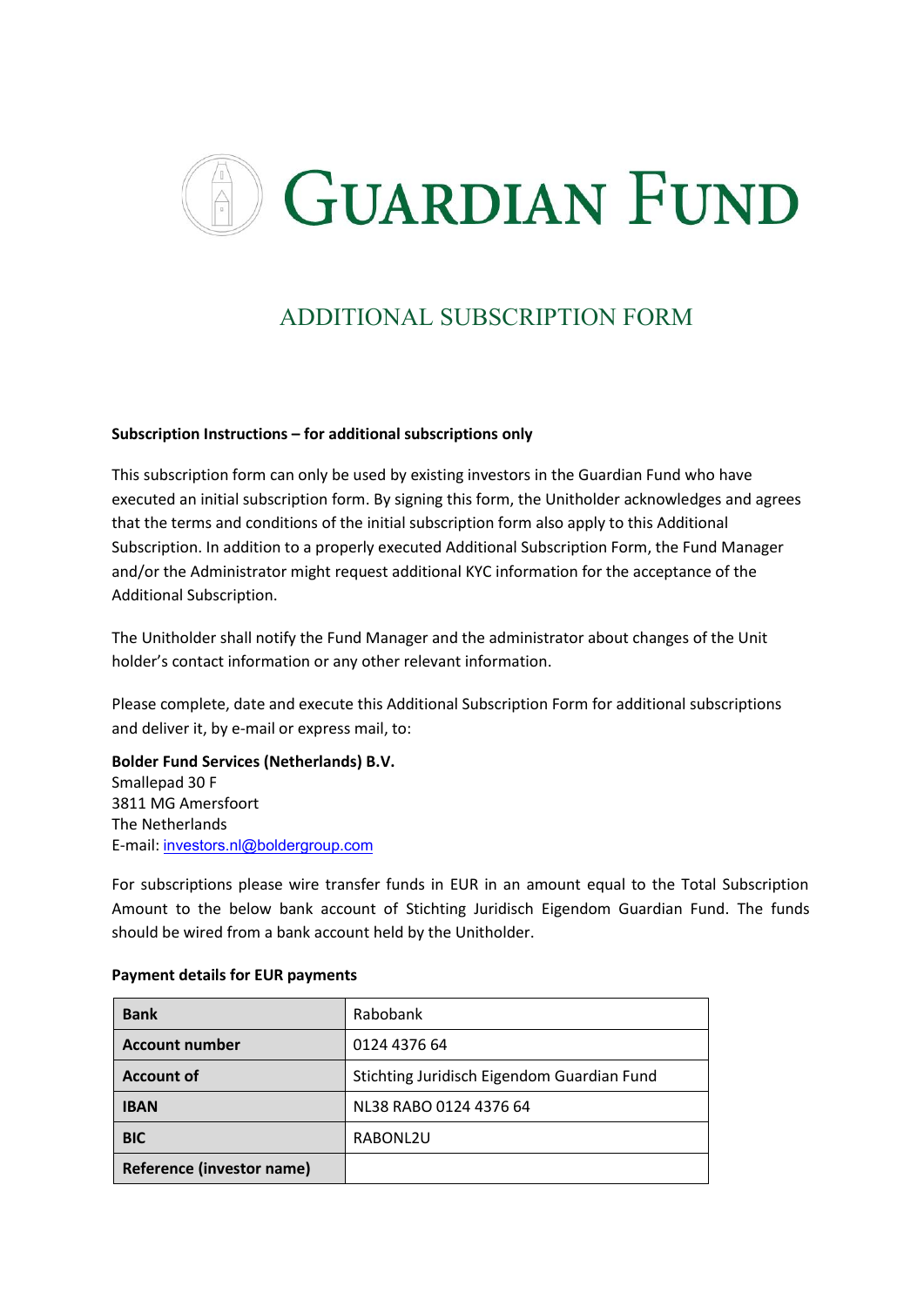# GUARDIAN FUND

## ADDITIONAL SUBSCRIPTION FORM

**Subscription Instructions – for additional subscriptions only**

This subscription form can only be used by existing investors in the Guardian Fund who have executed an initial subscription form. By signing this form, the Unitholder acknowledges and agrees that the terms and conditions of the initial subscription form also apply to this Additional Subscription. In addition to a properly executed Additional Subscription Form, the Fund Manager and/or the Administrator might request additional KYC information for the acceptance of the Additional Subscription.

The Unitholder shall notify the Fund Manager and the administrator about changes of the Unit holder's contact information or any other relevant information.

Please complete, date and execute this Additional Subscription Form for additional subscriptions and deliver it, by e-mail or express mail, to:

**Bolder Fund Services (Netherlands) B.V.**
Smallepad 30 F
3811 MG Amersfoort
The Netherlands
E-mail: investors.nl@boldergroup.com

For subscriptions please wire transfer funds in EUR in an amount equal to the Total Subscription Amount to the below bank account of Stichting Juridisch Eigendom Guardian Fund. The funds should be wired from a bank account held by the Unitholder.

**Payment details for EUR payments**

| **Bank** | Rabobank |
|---|---|
| **Account number** | 0124 4376 64 |
| **Account of** | Stichting Juridisch Eigendom Guardian Fund |
| **IBAN** | NL38 RABO 0124 4376 64 |
| **BIC** | RABONL2U |
| **Reference (investor name)** | |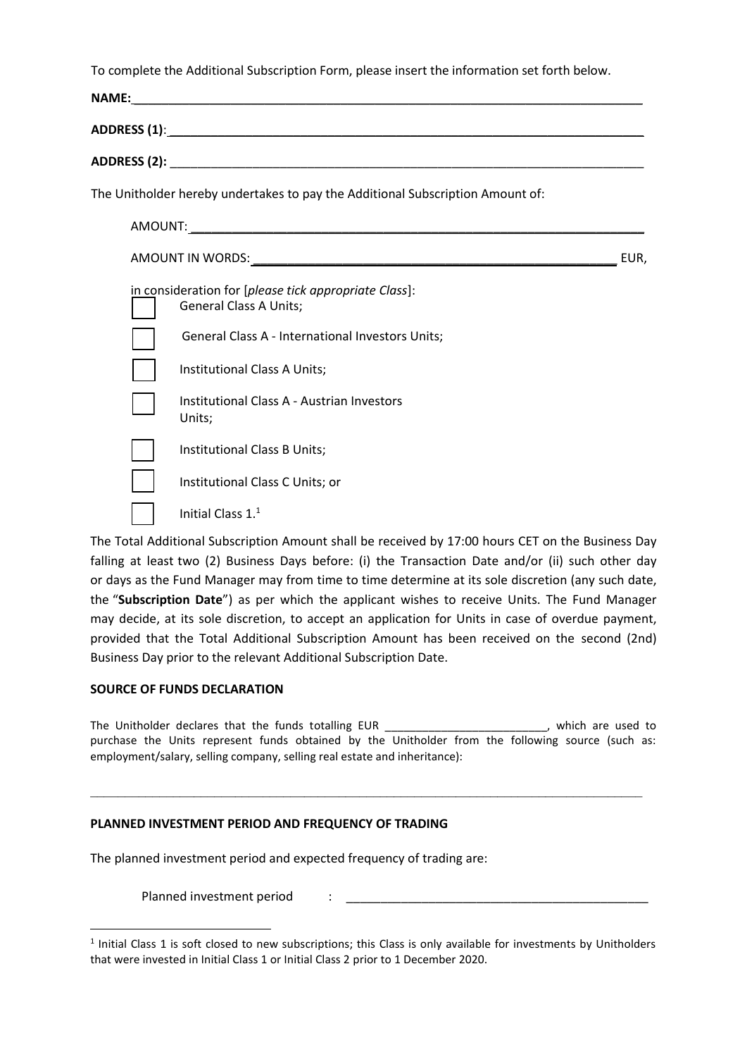To complete the Additional Subscription Form, please insert the information set forth below.

**NAME:**\_\_\_\_\_\_\_\_\_\_\_\_\_\_\_\_\_\_\_\_\_\_\_\_\_\_\_\_\_\_\_\_\_\_\_\_\_\_\_\_\_\_\_\_\_\_\_\_\_\_\_\_\_\_\_\_\_\_\_\_\_\_\_\_\_\_

**ADDRESS (1)**:\_\_\_\_\_\_\_\_\_\_\_\_\_\_\_\_\_\_\_\_\_\_\_\_\_\_\_\_\_\_\_\_\_\_\_\_\_\_\_\_\_\_\_\_\_\_\_\_\_\_\_\_\_\_\_\_\_\_\_\_\_\_\_

**ADDRESS (2):** \_\_\_\_\_\_\_\_\_\_\_\_\_\_\_\_\_\_\_\_\_\_\_\_\_\_\_\_\_\_\_\_\_\_\_\_\_\_\_\_\_\_\_\_\_\_\_\_\_\_\_\_\_\_\_\_\_\_\_\_\_\_\_

The Unitholder hereby undertakes to pay the Additional Subscription Amount of:

AMOUNT:\_\_\_\_\_\_\_\_\_\_\_\_\_\_\_\_\_\_\_\_\_\_\_\_\_\_\_\_\_\_\_\_\_\_\_\_\_\_\_\_\_\_\_\_\_\_\_\_\_\_\_\_\_\_\_\_\_\_\_\_

AMOUNT IN WORDS:\_\_\_\_\_\_\_\_\_\_\_\_\_\_\_\_\_\_\_\_\_\_\_\_\_\_\_\_\_\_\_\_\_\_\_\_\_\_\_\_\_\_\_\_\_\_\_\_\_ EUR,

in consideration for [*please tick appropriate Class*]:

- ☐ General Class A Units;
- ☐ General Class A - International Investors Units;
- ☐ Institutional Class A Units;
- ☐ Institutional Class A - Austrian Investors Units;
- ☐ Institutional Class B Units;
- ☐ Institutional Class C Units; or
- ☐ Initial Class 1.[1]

The Total Additional Subscription Amount shall be received by 17:00 hours CET on the Business Day falling at least two (2) Business Days before: (i) the Transaction Date and/or (ii) such other day or days as the Fund Manager may from time to time determine at its sole discretion (any such date, the "**Subscription Date**") as per which the applicant wishes to receive Units. The Fund Manager may decide, at its sole discretion, to accept an application for Units in case of overdue payment, provided that the Total Additional Subscription Amount has been received on the second (2nd) Business Day prior to the relevant Additional Subscription Date.

**SOURCE OF FUNDS DECLARATION**

The Unitholder declares that the funds totalling EUR \_\_\_\_\_\_\_\_\_\_\_\_\_\_\_\_\_\_\_\_\_\_\_\_\_\_, which are used to purchase the Units represent funds obtained by the Unitholder from the following source (such as: employment/salary, selling company, selling real estate and inheritance):

\_\_\_\_\_\_\_\_\_\_\_\_\_\_\_\_\_\_\_\_\_\_\_\_\_\_\_\_\_\_\_\_\_\_\_\_\_\_\_\_\_\_\_\_\_\_\_\_\_\_\_\_\_\_\_\_\_\_\_\_\_\_\_\_\_\_\_\_\_\_\_\_\_\_\_\_\_\_\_\_

**PLANNED INVESTMENT PERIOD AND FREQUENCY OF TRADING**

The planned investment period and expected frequency of trading are:

Planned investment period : \_\_\_\_\_\_\_\_\_\_\_\_\_\_\_\_\_\_\_\_\_\_\_\_\_\_\_\_\_\_\_\_\_\_\_\_\_\_\_\_\_\_\_\_\_

[1] Initial Class 1 is soft closed to new subscriptions; this Class is only available for investments by Unitholders that were invested in Initial Class 1 or Initial Class 2 prior to 1 December 2020.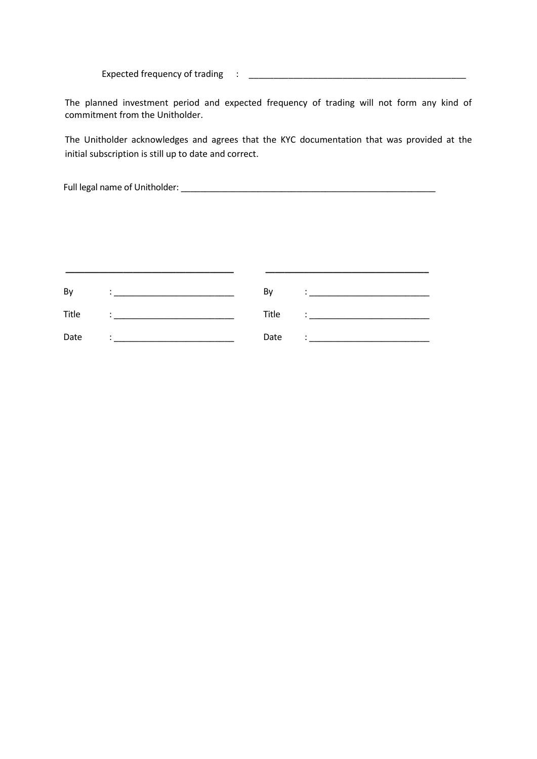Expected frequency of trading : _______________________________________________

The planned investment period and expected frequency of trading will not form any kind of commitment from the Unitholder.

The Unitholder acknowledges and agrees that the KYC documentation that was provided at the initial subscription is still up to date and correct.

Full legal name of Unitholder: ________________________________________________________

| | | | |
|---|---|---|---|
| ____________________________________ | | ____________________________________ | |
| By | : ___________________________ | By | : ___________________________ |
| Title | : ___________________________ | Title | : ___________________________ |
| Date | : ___________________________ | Date | : ___________________________ |